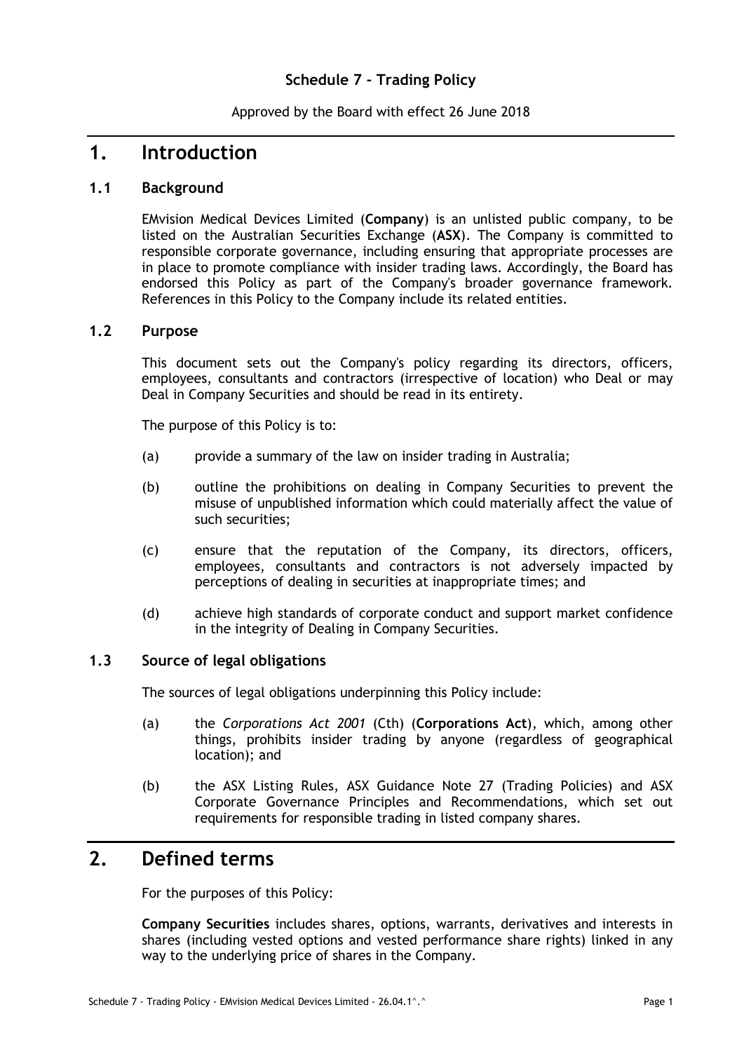**Schedule 7 - Trading Policy**

Approved by the Board with effect 26 June 2018

# 1. Introduction

## 1.1 Background

EMvision Medical Devices Limited (**Company**) is an unlisted public company, to be listed on the Australian Securities Exchange (**ASX**). The Company is committed to responsible corporate governance, including ensuring that appropriate processes are in place to promote compliance with insider trading laws. Accordingly, the Board has endorsed this Policy as part of the Company's broader governance framework. References in this Policy to the Company include its related entities.

## 1.2 Purpose

This document sets out the Company's policy regarding its directors, officers, employees, consultants and contractors (irrespective of location) who Deal or may Deal in Company Securities and should be read in its entirety.

The purpose of this Policy is to:

(a) provide a summary of the law on insider trading in Australia;

(b) outline the prohibitions on dealing in Company Securities to prevent the misuse of unpublished information which could materially affect the value of such securities;

(c) ensure that the reputation of the Company, its directors, officers, employees, consultants and contractors is not adversely impacted by perceptions of dealing in securities at inappropriate times; and

(d) achieve high standards of corporate conduct and support market confidence in the integrity of Dealing in Company Securities.

## 1.3 Source of legal obligations

The sources of legal obligations underpinning this Policy include:

(a) the *Corporations Act 2001* (Cth) (**Corporations Act**), which, among other things, prohibits insider trading by anyone (regardless of geographical location); and

(b) the ASX Listing Rules, ASX Guidance Note 27 (Trading Policies) and ASX Corporate Governance Principles and Recommendations, which set out requirements for responsible trading in listed company shares.

# 2. Defined terms

For the purposes of this Policy:

**Company Securities** includes shares, options, warrants, derivatives and interests in shares (including vested options and vested performance share rights) linked in any way to the underlying price of shares in the Company.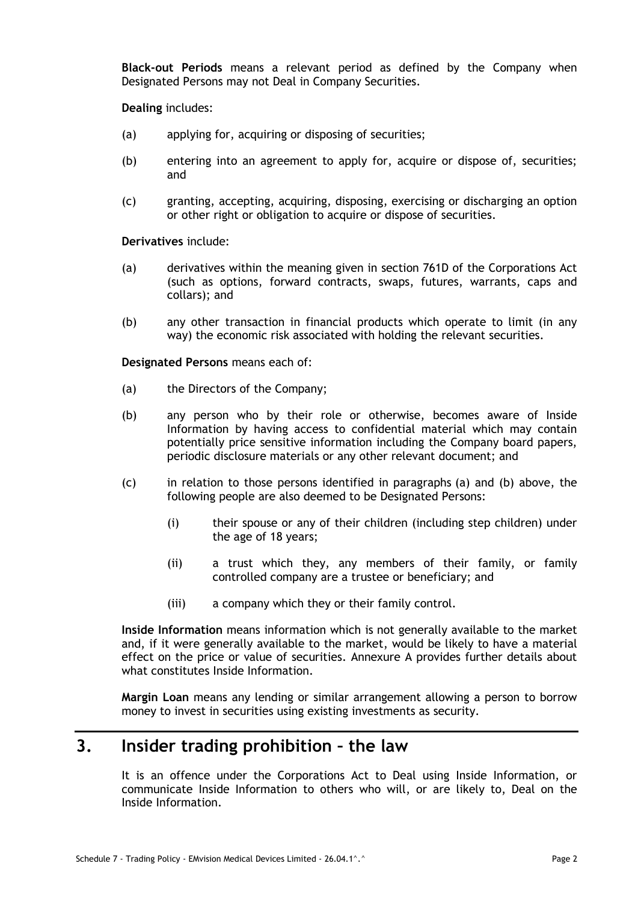**Black-out Periods** means a relevant period as defined by the Company when Designated Persons may not Deal in Company Securities.

**Dealing** includes:

(a) applying for, acquiring or disposing of securities;

(b) entering into an agreement to apply for, acquire or dispose of, securities; and

(c) granting, accepting, acquiring, disposing, exercising or discharging an option or other right or obligation to acquire or dispose of securities.

**Derivatives** include:

(a) derivatives within the meaning given in section 761D of the Corporations Act (such as options, forward contracts, swaps, futures, warrants, caps and collars); and

(b) any other transaction in financial products which operate to limit (in any way) the economic risk associated with holding the relevant securities.

**Designated Persons** means each of:

(a) the Directors of the Company;

(b) any person who by their role or otherwise, becomes aware of Inside Information by having access to confidential material which may contain potentially price sensitive information including the Company board papers, periodic disclosure materials or any other relevant document; and

(c) in relation to those persons identified in paragraphs (a) and (b) above, the following people are also deemed to be Designated Persons:

  (i) their spouse or any of their children (including step children) under the age of 18 years;

  (ii) a trust which they, any members of their family, or family controlled company are a trustee or beneficiary; and

  (iii) a company which they or their family control.

**Inside Information** means information which is not generally available to the market and, if it were generally available to the market, would be likely to have a material effect on the price or value of securities. Annexure A provides further details about what constitutes Inside Information.

**Margin Loan** means any lending or similar arrangement allowing a person to borrow money to invest in securities using existing investments as security.

# 3. Insider trading prohibition – the law

It is an offence under the Corporations Act to Deal using Inside Information, or communicate Inside Information to others who will, or are likely to, Deal on the Inside Information.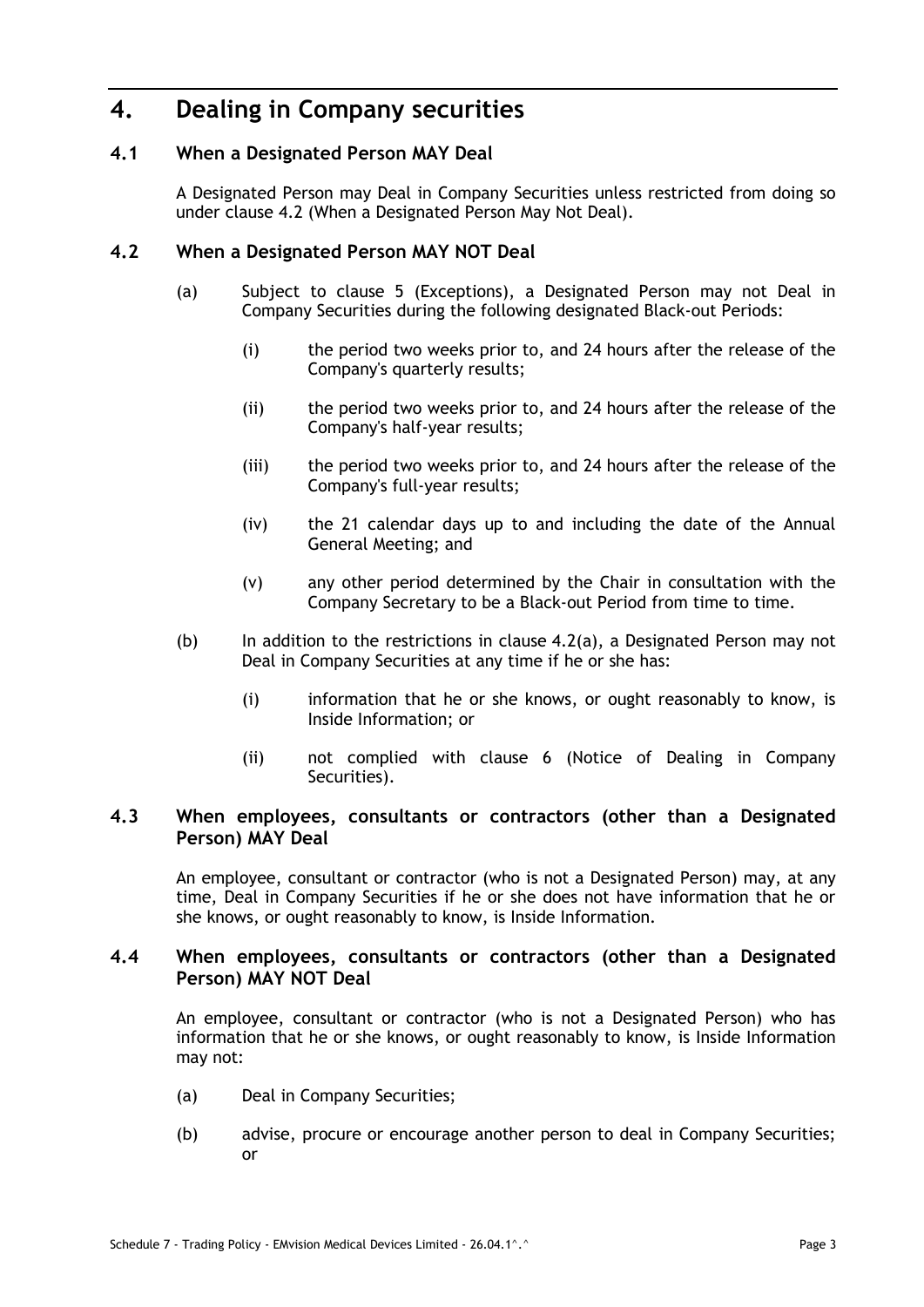# 4. Dealing in Company securities

## 4.1 When a Designated Person MAY Deal

A Designated Person may Deal in Company Securities unless restricted from doing so under clause 4.2 (When a Designated Person May Not Deal).

## 4.2 When a Designated Person MAY NOT Deal

(a) Subject to clause 5 (Exceptions), a Designated Person may not Deal in Company Securities during the following designated Black-out Periods:

  (i) the period two weeks prior to, and 24 hours after the release of the Company's quarterly results;

  (ii) the period two weeks prior to, and 24 hours after the release of the Company's half-year results;

  (iii) the period two weeks prior to, and 24 hours after the release of the Company's full-year results;

  (iv) the 21 calendar days up to and including the date of the Annual General Meeting; and

  (v) any other period determined by the Chair in consultation with the Company Secretary to be a Black-out Period from time to time.

(b) In addition to the restrictions in clause 4.2(a), a Designated Person may not Deal in Company Securities at any time if he or she has:

  (i) information that he or she knows, or ought reasonably to know, is Inside Information; or

  (ii) not complied with clause 6 (Notice of Dealing in Company Securities).

## 4.3 When employees, consultants or contractors (other than a Designated Person) MAY Deal

An employee, consultant or contractor (who is not a Designated Person) may, at any time, Deal in Company Securities if he or she does not have information that he or she knows, or ought reasonably to know, is Inside Information.

## 4.4 When employees, consultants or contractors (other than a Designated Person) MAY NOT Deal

An employee, consultant or contractor (who is not a Designated Person) who has information that he or she knows, or ought reasonably to know, is Inside Information may not:

(a) Deal in Company Securities;

(b) advise, procure or encourage another person to deal in Company Securities; or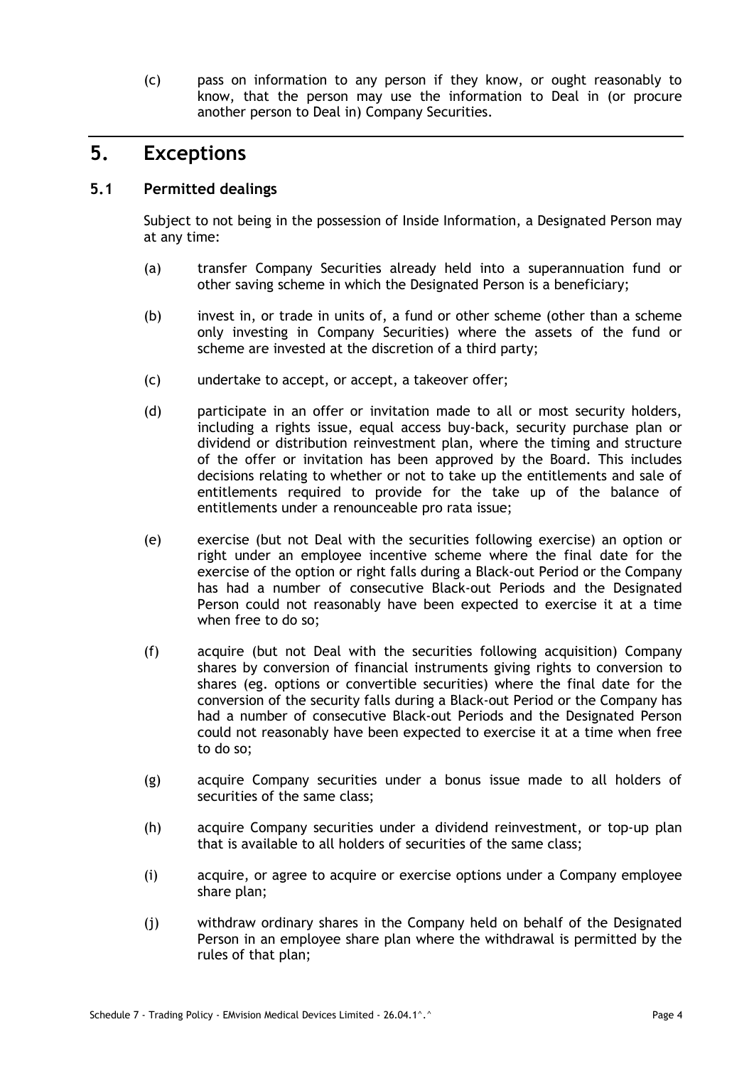(c) pass on information to any person if they know, or ought reasonably to know, that the person may use the information to Deal in (or procure another person to Deal in) Company Securities.

## 5. Exceptions

### 5.1 Permitted dealings

Subject to not being in the possession of Inside Information, a Designated Person may at any time:

(a) transfer Company Securities already held into a superannuation fund or other saving scheme in which the Designated Person is a beneficiary;

(b) invest in, or trade in units of, a fund or other scheme (other than a scheme only investing in Company Securities) where the assets of the fund or scheme are invested at the discretion of a third party;

(c) undertake to accept, or accept, a takeover offer;

(d) participate in an offer or invitation made to all or most security holders, including a rights issue, equal access buy-back, security purchase plan or dividend or distribution reinvestment plan, where the timing and structure of the offer or invitation has been approved by the Board. This includes decisions relating to whether or not to take up the entitlements and sale of entitlements required to provide for the take up of the balance of entitlements under a renounceable pro rata issue;

(e) exercise (but not Deal with the securities following exercise) an option or right under an employee incentive scheme where the final date for the exercise of the option or right falls during a Black-out Period or the Company has had a number of consecutive Black-out Periods and the Designated Person could not reasonably have been expected to exercise it at a time when free to do so;

(f) acquire (but not Deal with the securities following acquisition) Company shares by conversion of financial instruments giving rights to conversion to shares (eg. options or convertible securities) where the final date for the conversion of the security falls during a Black-out Period or the Company has had a number of consecutive Black-out Periods and the Designated Person could not reasonably have been expected to exercise it at a time when free to do so;

(g) acquire Company securities under a bonus issue made to all holders of securities of the same class;

(h) acquire Company securities under a dividend reinvestment, or top-up plan that is available to all holders of securities of the same class;

(i) acquire, or agree to acquire or exercise options under a Company employee share plan;

(j) withdraw ordinary shares in the Company held on behalf of the Designated Person in an employee share plan where the withdrawal is permitted by the rules of that plan;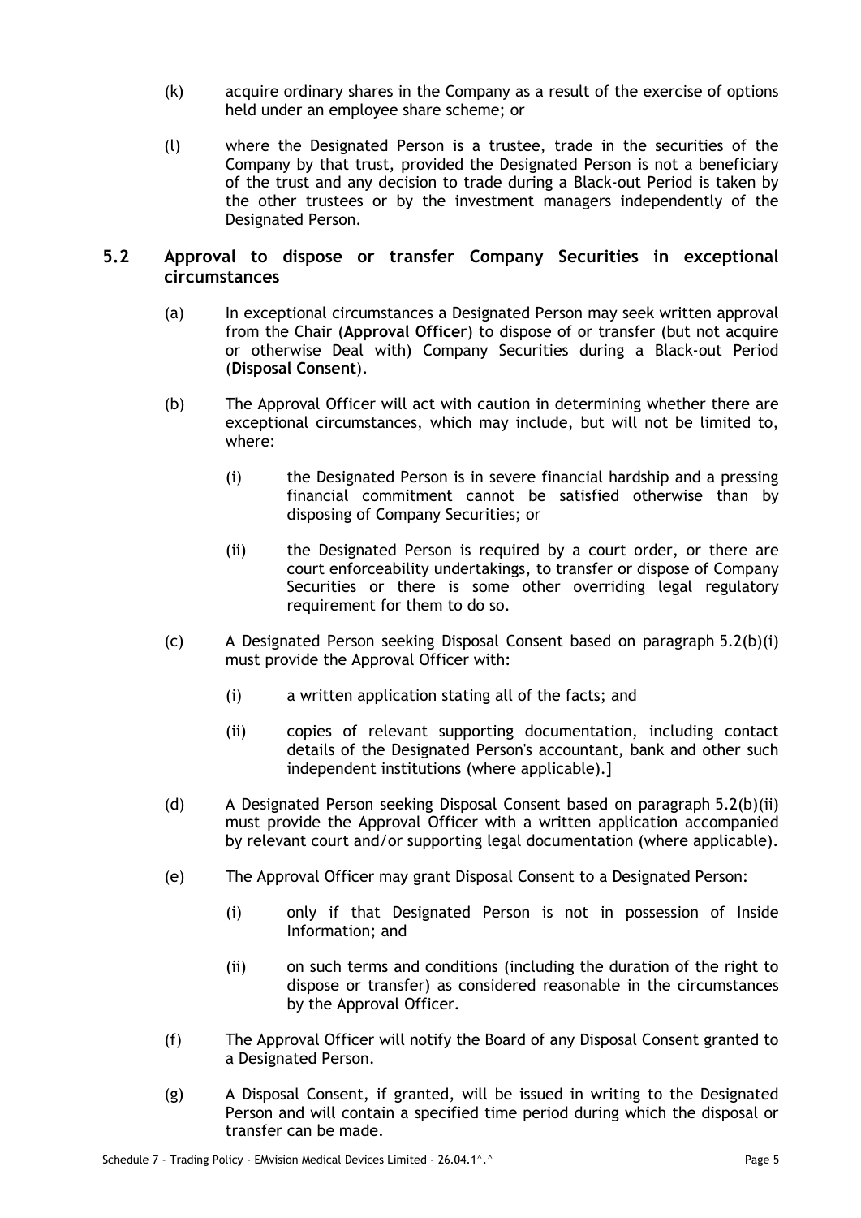(k) acquire ordinary shares in the Company as a result of the exercise of options held under an employee share scheme; or

(l) where the Designated Person is a trustee, trade in the securities of the Company by that trust, provided the Designated Person is not a beneficiary of the trust and any decision to trade during a Black-out Period is taken by the other trustees or by the investment managers independently of the Designated Person.

## 5.2 Approval to dispose or transfer Company Securities in exceptional circumstances

(a) In exceptional circumstances a Designated Person may seek written approval from the Chair (**Approval Officer**) to dispose of or transfer (but not acquire or otherwise Deal with) Company Securities during a Black-out Period (**Disposal Consent**).

(b) The Approval Officer will act with caution in determining whether there are exceptional circumstances, which may include, but will not be limited to, where:

  (i) the Designated Person is in severe financial hardship and a pressing financial commitment cannot be satisfied otherwise than by disposing of Company Securities; or

  (ii) the Designated Person is required by a court order, or there are court enforceability undertakings, to transfer or dispose of Company Securities or there is some other overriding legal regulatory requirement for them to do so.

(c) A Designated Person seeking Disposal Consent based on paragraph 5.2(b)(i) must provide the Approval Officer with:

  (i) a written application stating all of the facts; and

  (ii) copies of relevant supporting documentation, including contact details of the Designated Person's accountant, bank and other such independent institutions (where applicable).]

(d) A Designated Person seeking Disposal Consent based on paragraph 5.2(b)(ii) must provide the Approval Officer with a written application accompanied by relevant court and/or supporting legal documentation (where applicable).

(e) The Approval Officer may grant Disposal Consent to a Designated Person:

  (i) only if that Designated Person is not in possession of Inside Information; and

  (ii) on such terms and conditions (including the duration of the right to dispose or transfer) as considered reasonable in the circumstances by the Approval Officer.

(f) The Approval Officer will notify the Board of any Disposal Consent granted to a Designated Person.

(g) A Disposal Consent, if granted, will be issued in writing to the Designated Person and will contain a specified time period during which the disposal or transfer can be made.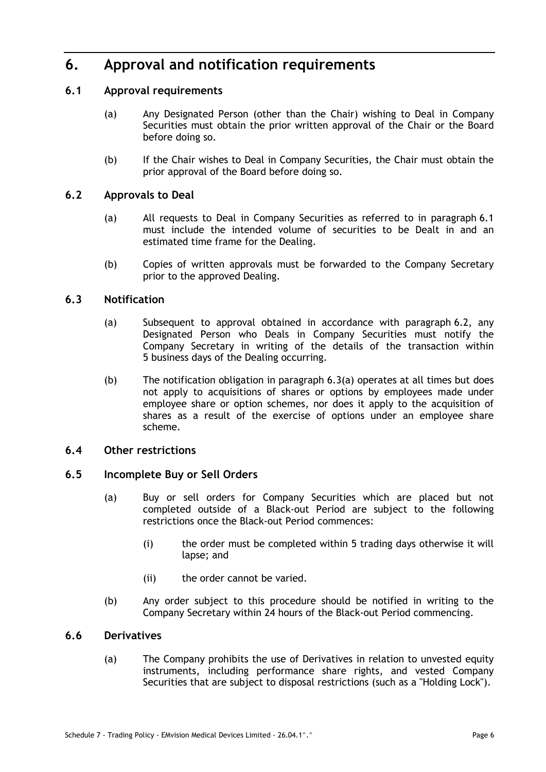# 6. Approval and notification requirements

## 6.1 Approval requirements

(a) Any Designated Person (other than the Chair) wishing to Deal in Company Securities must obtain the prior written approval of the Chair or the Board before doing so.

(b) If the Chair wishes to Deal in Company Securities, the Chair must obtain the prior approval of the Board before doing so.

## 6.2 Approvals to Deal

(a) All requests to Deal in Company Securities as referred to in paragraph 6.1 must include the intended volume of securities to be Dealt in and an estimated time frame for the Dealing.

(b) Copies of written approvals must be forwarded to the Company Secretary prior to the approved Dealing.

## 6.3 Notification

(a) Subsequent to approval obtained in accordance with paragraph 6.2, any Designated Person who Deals in Company Securities must notify the Company Secretary in writing of the details of the transaction within 5 business days of the Dealing occurring.

(b) The notification obligation in paragraph 6.3(a) operates at all times but does not apply to acquisitions of shares or options by employees made under employee share or option schemes, nor does it apply to the acquisition of shares as a result of the exercise of options under an employee share scheme.

## 6.4 Other restrictions

## 6.5 Incomplete Buy or Sell Orders

(a) Buy or sell orders for Company Securities which are placed but not completed outside of a Black-out Period are subject to the following restrictions once the Black-out Period commences:

(i) the order must be completed within 5 trading days otherwise it will lapse; and

(ii) the order cannot be varied.

(b) Any order subject to this procedure should be notified in writing to the Company Secretary within 24 hours of the Black-out Period commencing.

## 6.6 Derivatives

(a) The Company prohibits the use of Derivatives in relation to unvested equity instruments, including performance share rights, and vested Company Securities that are subject to disposal restrictions (such as a "Holding Lock").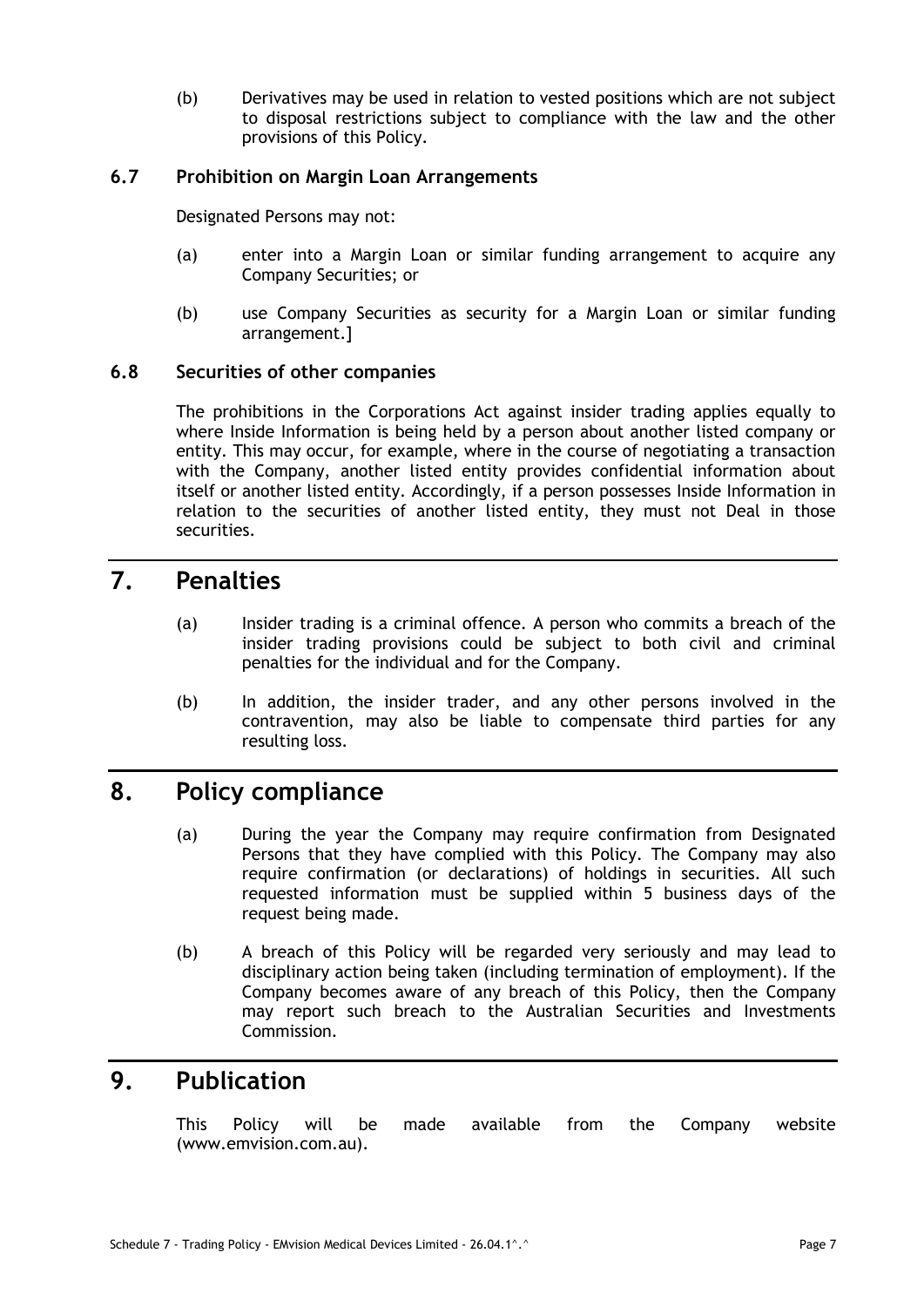(b) Derivatives may be used in relation to vested positions which are not subject to disposal restrictions subject to compliance with the law and the other provisions of this Policy.

### 6.7 Prohibition on Margin Loan Arrangements

Designated Persons may not:

(a) enter into a Margin Loan or similar funding arrangement to acquire any Company Securities; or

(b) use Company Securities as security for a Margin Loan or similar funding arrangement.]

### 6.8 Securities of other companies

The prohibitions in the Corporations Act against insider trading applies equally to where Inside Information is being held by a person about another listed company or entity. This may occur, for example, where in the course of negotiating a transaction with the Company, another listed entity provides confidential information about itself or another listed entity. Accordingly, if a person possesses Inside Information in relation to the securities of another listed entity, they must not Deal in those securities.

## 7. Penalties

(a) Insider trading is a criminal offence. A person who commits a breach of the insider trading provisions could be subject to both civil and criminal penalties for the individual and for the Company.

(b) In addition, the insider trader, and any other persons involved in the contravention, may also be liable to compensate third parties for any resulting loss.

## 8. Policy compliance

(a) During the year the Company may require confirmation from Designated Persons that they have complied with this Policy. The Company may also require confirmation (or declarations) of holdings in securities. All such requested information must be supplied within 5 business days of the request being made.

(b) A breach of this Policy will be regarded very seriously and may lead to disciplinary action being taken (including termination of employment). If the Company becomes aware of any breach of this Policy, then the Company may report such breach to the Australian Securities and Investments Commission.

## 9. Publication

This Policy will be made available from the Company website (www.emvision.com.au).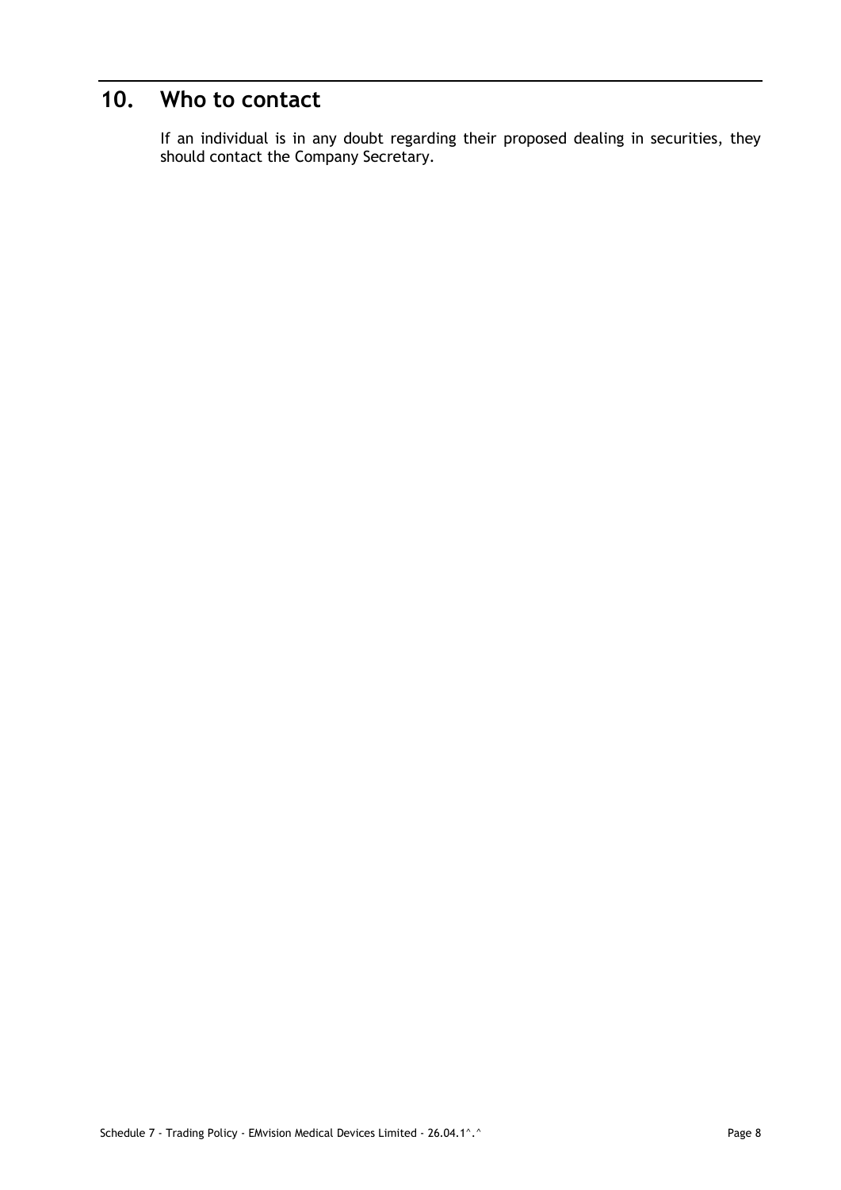## 10. Who to contact

If an individual is in any doubt regarding their proposed dealing in securities, they should contact the Company Secretary.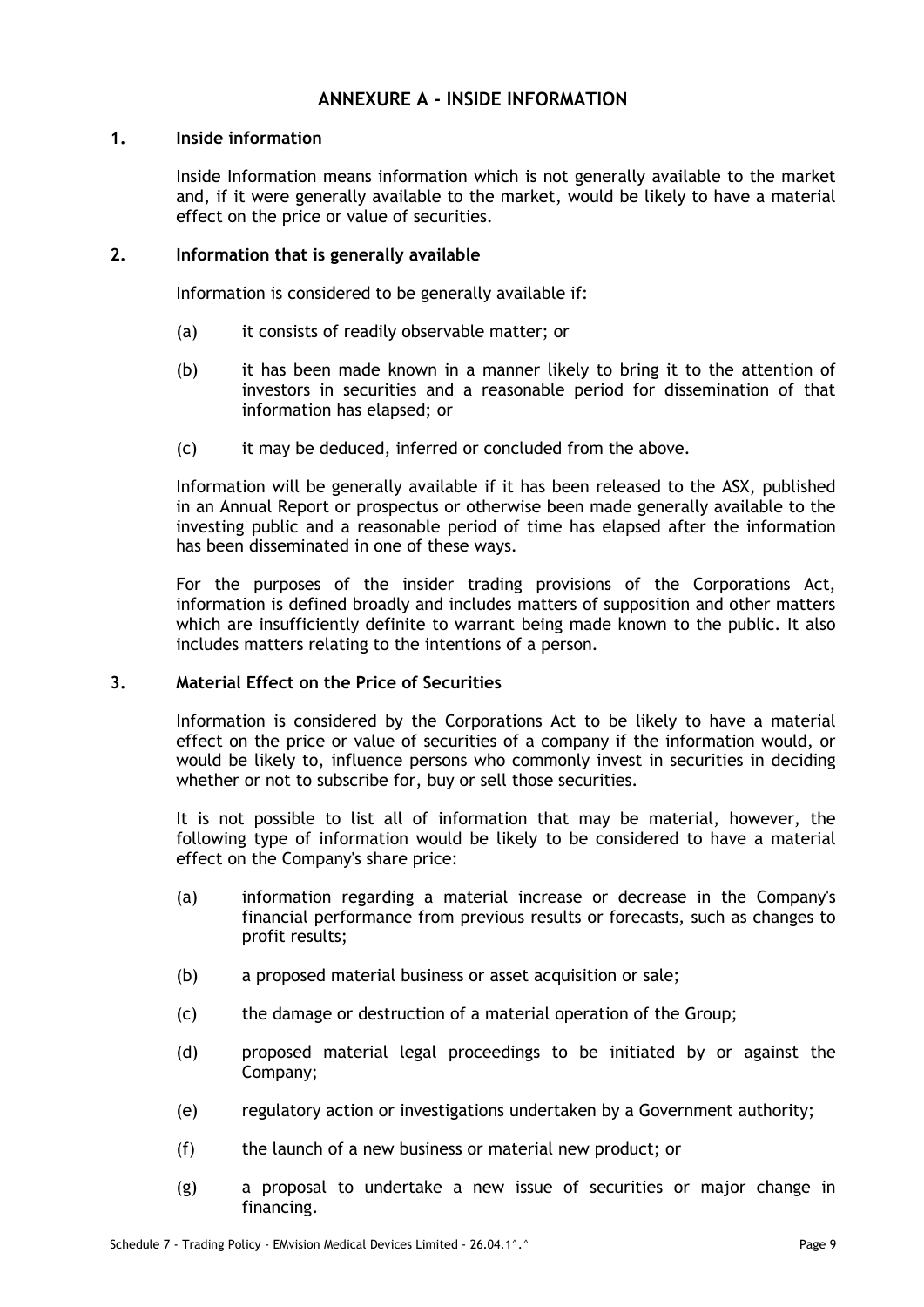# ANNEXURE A - INSIDE INFORMATION

## 1. Inside information

Inside Information means information which is not generally available to the market and, if it were generally available to the market, would be likely to have a material effect on the price or value of securities.

## 2. Information that is generally available

Information is considered to be generally available if:

(a) it consists of readily observable matter; or

(b) it has been made known in a manner likely to bring it to the attention of investors in securities and a reasonable period for dissemination of that information has elapsed; or

(c) it may be deduced, inferred or concluded from the above.

Information will be generally available if it has been released to the ASX, published in an Annual Report or prospectus or otherwise been made generally available to the investing public and a reasonable period of time has elapsed after the information has been disseminated in one of these ways.

For the purposes of the insider trading provisions of the Corporations Act, information is defined broadly and includes matters of supposition and other matters which are insufficiently definite to warrant being made known to the public. It also includes matters relating to the intentions of a person.

## 3. Material Effect on the Price of Securities

Information is considered by the Corporations Act to be likely to have a material effect on the price or value of securities of a company if the information would, or would be likely to, influence persons who commonly invest in securities in deciding whether or not to subscribe for, buy or sell those securities.

It is not possible to list all of information that may be material, however, the following type of information would be likely to be considered to have a material effect on the Company's share price:

(a) information regarding a material increase or decrease in the Company's financial performance from previous results or forecasts, such as changes to profit results;

(b) a proposed material business or asset acquisition or sale;

(c) the damage or destruction of a material operation of the Group;

(d) proposed material legal proceedings to be initiated by or against the Company;

(e) regulatory action or investigations undertaken by a Government authority;

(f) the launch of a new business or material new product; or

(g) a proposal to undertake a new issue of securities or major change in financing.